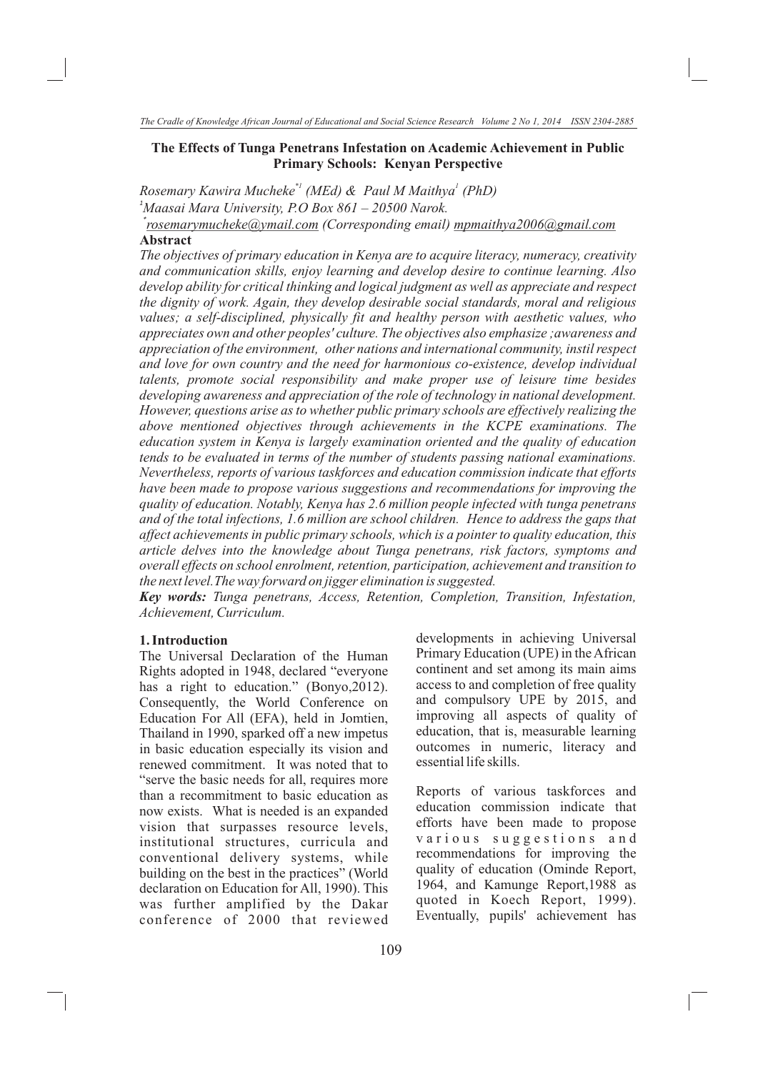# The Effects of Tunga Penetrans Infestation on Academic Achievement in Public Primary Schools: Kenyan Perspective

*Rosemary Kawira Mucheke*[*1] *(MEd) & Paul M Maithya*[1] *(PhD)*

[1]*Maasai Mara University, P.O Box 861 – 20500 Narok.*

[*]*rosemarymucheke@ymail.com (Corresponding email) mpmaithya2006@gmail.com*

## Abstract

*The objectives of primary education in Kenya are to acquire literacy, numeracy, creativity and communication skills, enjoy learning and develop desire to continue learning. Also develop ability for critical thinking and logical judgment as well as appreciate and respect the dignity of work. Again, they develop desirable social standards, moral and religious values; a self-disciplined, physically fit and healthy person with aesthetic values, who appreciates own and other peoples' culture. The objectives also emphasize ;awareness and appreciation of the environment, other nations and international community, instil respect and love for own country and the need for harmonious co-existence, develop individual talents, promote social responsibility and make proper use of leisure time besides developing awareness and appreciation of the role of technology in national development. However, questions arise as to whether public primary schools are effectively realizing the above mentioned objectives through achievements in the KCPE examinations. The education system in Kenya is largely examination oriented and the quality of education tends to be evaluated in terms of the number of students passing national examinations. Nevertheless, reports of various taskforces and education commission indicate that efforts have been made to propose various suggestions and recommendations for improving the quality of education. Notably, Kenya has 2.6 million people infected with tunga penetrans and of the total infections, 1.6 million are school children. Hence to address the gaps that affect achievements in public primary schools, which is a pointer to quality education, this article delves into the knowledge about Tunga penetrans, risk factors, symptoms and overall effects on school enrolment, retention, participation, achievement and transition to the next level.The way forward on jigger elimination is suggested.*

***Key words:*** *Tunga penetrans, Access, Retention, Completion, Transition, Infestation, Achievement, Curriculum.*

## 1. Introduction

The Universal Declaration of the Human Rights adopted in 1948, declared "everyone has a right to education." (Bonyo,2012). Consequently, the World Conference on Education For All (EFA), held in Jomtien, Thailand in 1990, sparked off a new impetus in basic education especially its vision and renewed commitment. It was noted that to "serve the basic needs for all, requires more than a recommitment to basic education as now exists. What is needed is an expanded vision that surpasses resource levels, institutional structures, curricula and conventional delivery systems, while building on the best in the practices" (World declaration on Education for All, 1990). This was further amplified by the Dakar conference of 2000 that reviewed developments in achieving Universal Primary Education (UPE) in the African continent and set among its main aims access to and completion of free quality and compulsory UPE by 2015, and improving all aspects of quality of education, that is, measurable learning outcomes in numeric, literacy and essential life skills.

Reports of various taskforces and education commission indicate that efforts have been made to propose various suggestions and recommendations for improving the quality of education (Ominde Report, 1964, and Kamunge Report,1988 as quoted in Koech Report, 1999). Eventually, pupils' achievement has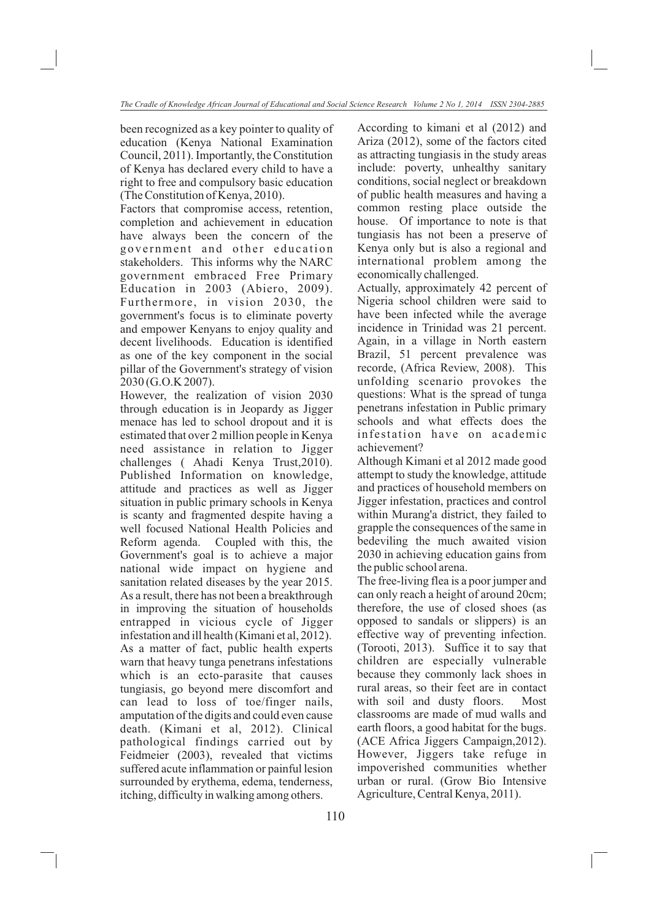been recognized as a key pointer to quality of education (Kenya National Examination Council, 2011). Importantly, the Constitution of Kenya has declared every child to have a right to free and compulsory basic education (The Constitution of Kenya, 2010).

Factors that compromise access, retention, completion and achievement in education have always been the concern of the government and other education stakeholders. This informs why the NARC government embraced Free Primary Education in 2003 (Abiero, 2009). Furthermore, in vision 2030, the government's focus is to eliminate poverty and empower Kenyans to enjoy quality and decent livelihoods. Education is identified as one of the key component in the social pillar of the Government's strategy of vision 2030 (G.O.K 2007).

However, the realization of vision 2030 through education is in Jeopardy as Jigger menace has led to school dropout and it is estimated that over 2 million people in Kenya need assistance in relation to Jigger challenges ( Ahadi Kenya Trust,2010). Published Information on knowledge, attitude and practices as well as Jigger situation in public primary schools in Kenya is scanty and fragmented despite having a well focused National Health Policies and Reform agenda. Coupled with this, the Government's goal is to achieve a major national wide impact on hygiene and sanitation related diseases by the year 2015. As a result, there has not been a breakthrough in improving the situation of households entrapped in vicious cycle of Jigger infestation and ill health (Kimani et al, 2012). As a matter of fact, public health experts warn that heavy tunga penetrans infestations which is an ecto-parasite that causes tungiasis, go beyond mere discomfort and can lead to loss of toe/finger nails, amputation of the digits and could even cause death. (Kimani et al, 2012). Clinical pathological findings carried out by Feidmeier (2003), revealed that victims suffered acute inflammation or painful lesion surrounded by erythema, edema, tenderness, itching, difficulty in walking among others.

According to kimani et al (2012) and Ariza (2012), some of the factors cited as attracting tungiasis in the study areas include: poverty, unhealthy sanitary conditions, social neglect or breakdown of public health measures and having a common resting place outside the house. Of importance to note is that tungiasis has not been a preserve of Kenya only but is also a regional and international problem among the economically challenged.

Actually, approximately 42 percent of Nigeria school children were said to have been infected while the average incidence in Trinidad was 21 percent. Again, in a village in North eastern Brazil, 51 percent prevalence was recorde, (Africa Review, 2008). This unfolding scenario provokes the questions: What is the spread of tunga penetrans infestation in Public primary schools and what effects does the infestation have on academic achievement?

Although Kimani et al 2012 made good attempt to study the knowledge, attitude and practices of household members on Jigger infestation, practices and control within Murang'a district, they failed to grapple the consequences of the same in bedeviling the much awaited vision 2030 in achieving education gains from the public school arena.

The free-living flea is a poor jumper and can only reach a height of around 20cm; therefore, the use of closed shoes (as opposed to sandals or slippers) is an effective way of preventing infection. (Torooti, 2013). Suffice it to say that children are especially vulnerable because they commonly lack shoes in rural areas, so their feet are in contact with soil and dusty floors. Most classrooms are made of mud walls and earth floors, a good habitat for the bugs. (ACE Africa Jiggers Campaign,2012). However, Jiggers take refuge in impoverished communities whether urban or rural. (Grow Bio Intensive Agriculture, Central Kenya, 2011).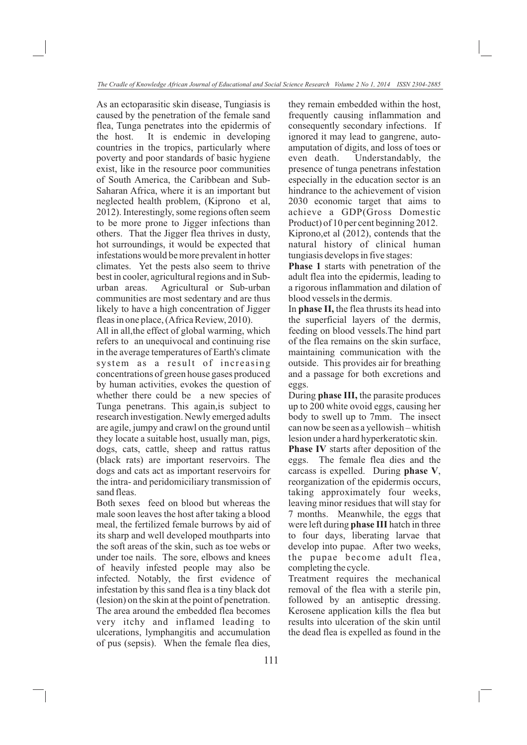As an ectoparasitic skin disease, Tungiasis is caused by the penetration of the female sand flea, Tunga penetrates into the epidermis of the host. It is endemic in developing countries in the tropics, particularly where poverty and poor standards of basic hygiene exist, like in the resource poor communities of South America, the Caribbean and Sub-Saharan Africa, where it is an important but neglected health problem, (Kiprono et al, 2012). Interestingly, some regions often seem to be more prone to Jigger infections than others. That the Jigger flea thrives in dusty, hot surroundings, it would be expected that infestations would be more prevalent in hotter climates. Yet the pests also seem to thrive best in cooler, agricultural regions and in Sub-urban areas. Agricultural or Sub-urban communities are most sedentary and are thus likely to have a high concentration of Jigger fleas in one place, (Africa Review, 2010).

All in all,the effect of global warming, which refers to an unequivocal and continuing rise in the average temperatures of Earth's climate system as a result of increasing concentrations of green house gases produced by human activities, evokes the question of whether there could be a new species of Tunga penetrans. This again,is subject to research investigation. Newly emerged adults are agile, jumpy and crawl on the ground until they locate a suitable host, usually man, pigs, dogs, cats, cattle, sheep and rattus rattus (black rats) are important reservoirs. The dogs and cats act as important reservoirs for the intra- and peridomiciliary transmission of sand fleas.

Both sexes feed on blood but whereas the male soon leaves the host after taking a blood meal, the fertilized female burrows by aid of its sharp and well developed mouthparts into the soft areas of the skin, such as toe webs or under toe nails. The sore, elbows and knees of heavily infested people may also be infected. Notably, the first evidence of infestation by this sand flea is a tiny black dot (lesion) on the skin at the point of penetration. The area around the embedded flea becomes very itchy and inflamed leading to ulcerations, lymphangitis and accumulation of pus (sepsis). When the female flea dies, they remain embedded within the host, frequently causing inflammation and consequently secondary infections. If ignored it may lead to gangrene, auto-amputation of digits, and loss of toes or even death. Understandably, the presence of tunga penetrans infestation especially in the education sector is an hindrance to the achievement of vision 2030 economic target that aims to achieve a GDP(Gross Domestic Product) of 10 per cent beginning 2012.

Kiprono,et al (2012), contends that the natural history of clinical human tungiasis develops in five stages:

**Phase 1** starts with penetration of the adult flea into the epidermis, leading to a rigorous inflammation and dilation of blood vessels in the dermis.

In **phase II,** the flea thrusts its head into the superficial layers of the dermis, feeding on blood vessels.The hind part of the flea remains on the skin surface, maintaining communication with the outside. This provides air for breathing and a passage for both excretions and eggs.

During **phase III,** the parasite produces up to 200 white ovoid eggs, causing her body to swell up to 7mm. The insect can now be seen as a yellowish – whitish lesion under a hard hyperkeratotic skin.

**Phase IV** starts after deposition of the eggs. The female flea dies and the carcass is expelled. During **phase V**, reorganization of the epidermis occurs, taking approximately four weeks, leaving minor residues that will stay for 7 months. Meanwhile, the eggs that were left during **phase III** hatch in three to four days, liberating larvae that develop into pupae. After two weeks, the pupae become adult flea, completing the cycle.

Treatment requires the mechanical removal of the flea with a sterile pin, followed by an antiseptic dressing. Kerosene application kills the flea but results into ulceration of the skin until the dead flea is expelled as found in the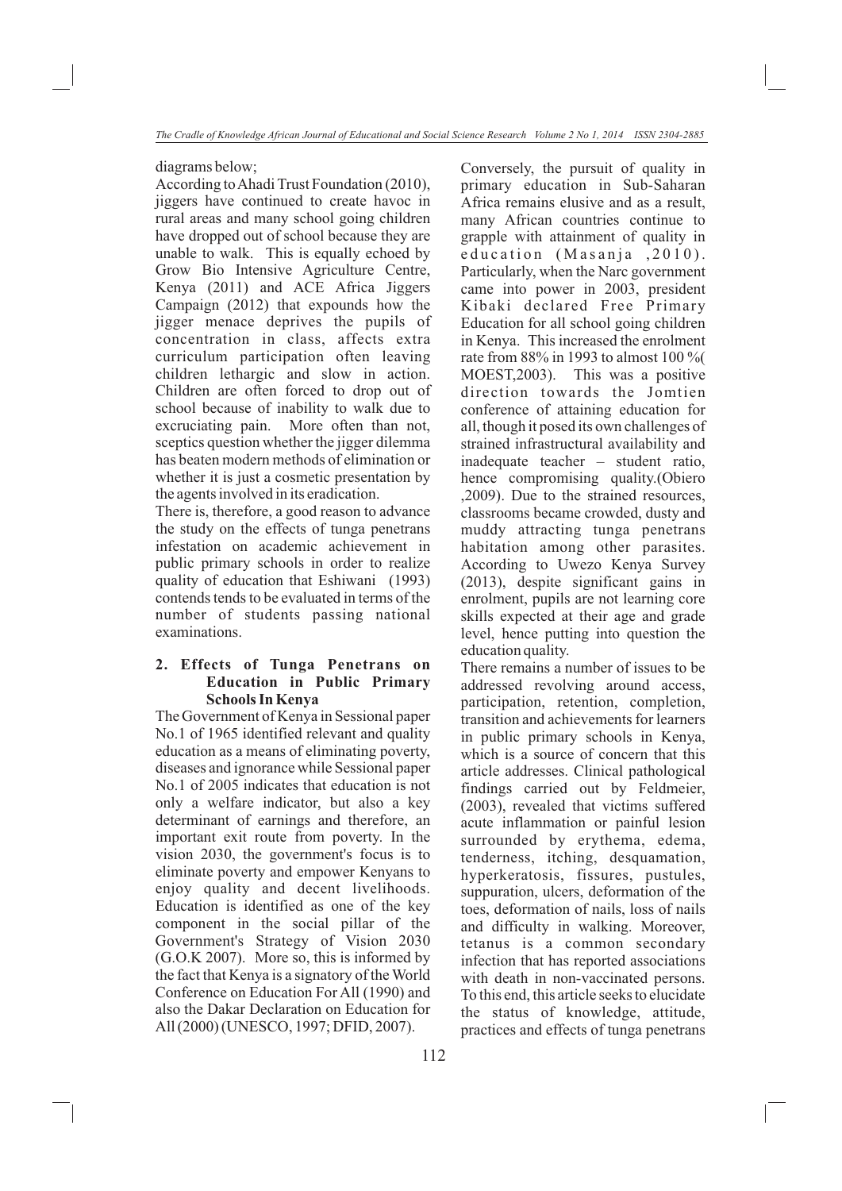diagrams below;

According to Ahadi Trust Foundation (2010), jiggers have continued to create havoc in rural areas and many school going children have dropped out of school because they are unable to walk. This is equally echoed by Grow Bio Intensive Agriculture Centre, Kenya (2011) and ACE Africa Jiggers Campaign (2012) that expounds how the jigger menace deprives the pupils of concentration in class, affects extra curriculum participation often leaving children lethargic and slow in action. Children are often forced to drop out of school because of inability to walk due to excruciating pain. More often than not, sceptics question whether the jigger dilemma has beaten modern methods of elimination or whether it is just a cosmetic presentation by the agents involved in its eradication.

There is, therefore, a good reason to advance the study on the effects of tunga penetrans infestation on academic achievement in public primary schools in order to realize quality of education that Eshiwani (1993) contends tends to be evaluated in terms of the number of students passing national examinations.

## 2. Effects of Tunga Penetrans on Education in Public Primary Schools In Kenya

The Government of Kenya in Sessional paper No.1 of 1965 identified relevant and quality education as a means of eliminating poverty, diseases and ignorance while Sessional paper No.1 of 2005 indicates that education is not only a welfare indicator, but also a key determinant of earnings and therefore, an important exit route from poverty. In the vision 2030, the government's focus is to eliminate poverty and empower Kenyans to enjoy quality and decent livelihoods. Education is identified as one of the key component in the social pillar of the Government's Strategy of Vision 2030 (G.O.K 2007). More so, this is informed by the fact that Kenya is a signatory of the World Conference on Education For All (1990) and also the Dakar Declaration on Education for All (2000) (UNESCO, 1997; DFID, 2007).

Conversely, the pursuit of quality in primary education in Sub-Saharan Africa remains elusive and as a result, many African countries continue to grapple with attainment of quality in education (Masanja ,2010). Particularly, when the Narc government came into power in 2003, president Kibaki declared Free Primary Education for all school going children in Kenya. This increased the enrolment rate from 88% in 1993 to almost 100 %( MOEST,2003). This was a positive direction towards the Jomtien conference of attaining education for all, though it posed its own challenges of strained infrastructural availability and inadequate teacher – student ratio, hence compromising quality.(Obiero ,2009). Due to the strained resources, classrooms became crowded, dusty and muddy attracting tunga penetrans habitation among other parasites. According to Uwezo Kenya Survey (2013), despite significant gains in enrolment, pupils are not learning core skills expected at their age and grade level, hence putting into question the education quality.

There remains a number of issues to be addressed revolving around access, participation, retention, completion, transition and achievements for learners in public primary schools in Kenya, which is a source of concern that this article addresses. Clinical pathological findings carried out by Feldmeier, (2003), revealed that victims suffered acute inflammation or painful lesion surrounded by erythema, edema, tenderness, itching, desquamation, hyperkeratosis, fissures, pustules, suppuration, ulcers, deformation of the toes, deformation of nails, loss of nails and difficulty in walking. Moreover, tetanus is a common secondary infection that has reported associations with death in non-vaccinated persons. To this end, this article seeks to elucidate the status of knowledge, attitude, practices and effects of tunga penetrans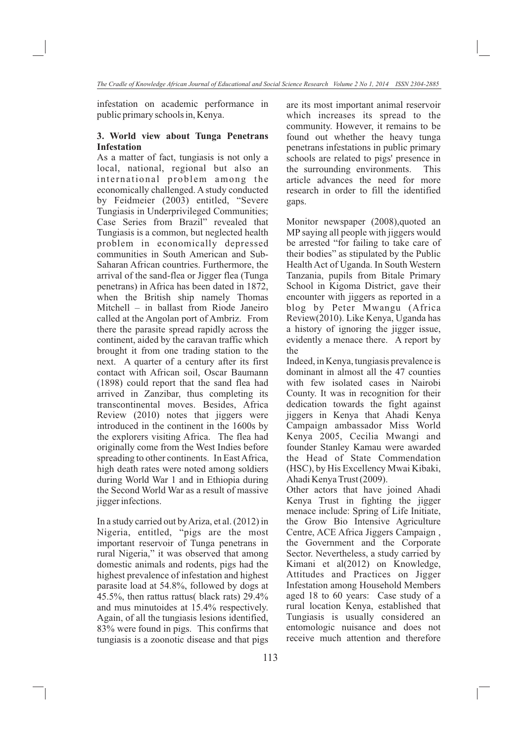infestation on academic performance in public primary schools in, Kenya.

### 3. World view about Tunga Penetrans Infestation

As a matter of fact, tungiasis is not only a local, national, regional but also an international problem among the economically challenged. A study conducted by Feidmeier (2003) entitled, "Severe Tungiasis in Underprivileged Communities; Case Series from Brazil" revealed that Tungiasis is a common, but neglected health problem in economically depressed communities in South American and Sub-Saharan African countries. Furthermore, the arrival of the sand-flea or Jigger flea (Tunga penetrans) in Africa has been dated in 1872, when the British ship namely Thomas Mitchell – in ballast from Riode Janeiro called at the Angolan port of Ambriz. From there the parasite spread rapidly across the continent, aided by the caravan traffic which brought it from one trading station to the next. A quarter of a century after its first contact with African soil, Oscar Baumann (1898) could report that the sand flea had arrived in Zanzibar, thus completing its transcontinental moves. Besides, Africa Review (2010) notes that jiggers were introduced in the continent in the 1600s by the explorers visiting Africa. The flea had originally come from the West Indies before spreading to other continents. In East Africa, high death rates were noted among soldiers during World War 1 and in Ethiopia during the Second World War as a result of massive jigger infections.

In a study carried out by Ariza, et al. (2012) in Nigeria, entitled, "pigs are the most important reservoir of Tunga penetrans in rural Nigeria," it was observed that among domestic animals and rodents, pigs had the highest prevalence of infestation and highest parasite load at 54.8%, followed by dogs at 45.5%, then rattus rattus( black rats) 29.4% and mus minutoides at 15.4% respectively. Again, of all the tungiasis lesions identified, 83% were found in pigs. This confirms that tungiasis is a zoonotic disease and that pigs are its most important animal reservoir which increases its spread to the community. However, it remains to be found out whether the heavy tunga penetrans infestations in public primary schools are related to pigs' presence in the surrounding environments. This article advances the need for more research in order to fill the identified gaps.

Monitor newspaper (2008),quoted an MP saying all people with jiggers would be arrested "for failing to take care of their bodies" as stipulated by the Public Health Act of Uganda. In South Western Tanzania, pupils from Bitale Primary School in Kigoma District, gave their encounter with jiggers as reported in a blog by Peter Mwangu (Africa Review(2010). Like Kenya, Uganda has a history of ignoring the jigger issue, evidently a menace there. A report by the

Indeed, in Kenya, tungiasis prevalence is dominant in almost all the 47 counties with few isolated cases in Nairobi County. It was in recognition for their dedication towards the fight against jiggers in Kenya that Ahadi Kenya Campaign ambassador Miss World Kenya 2005, Cecilia Mwangi and founder Stanley Kamau were awarded the Head of State Commendation (HSC), by His Excellency Mwai Kibaki, Ahadi Kenya Trust (2009).

Other actors that have joined Ahadi Kenya Trust in fighting the jigger menace include: Spring of Life Initiate, the Grow Bio Intensive Agriculture Centre, ACE Africa Jiggers Campaign , the Government and the Corporate Sector. Nevertheless, a study carried by Kimani et al(2012) on Knowledge, Attitudes and Practices on Jigger Infestation among Household Members aged 18 to 60 years: Case study of a rural location Kenya, established that Tungiasis is usually considered an entomologic nuisance and does not receive much attention and therefore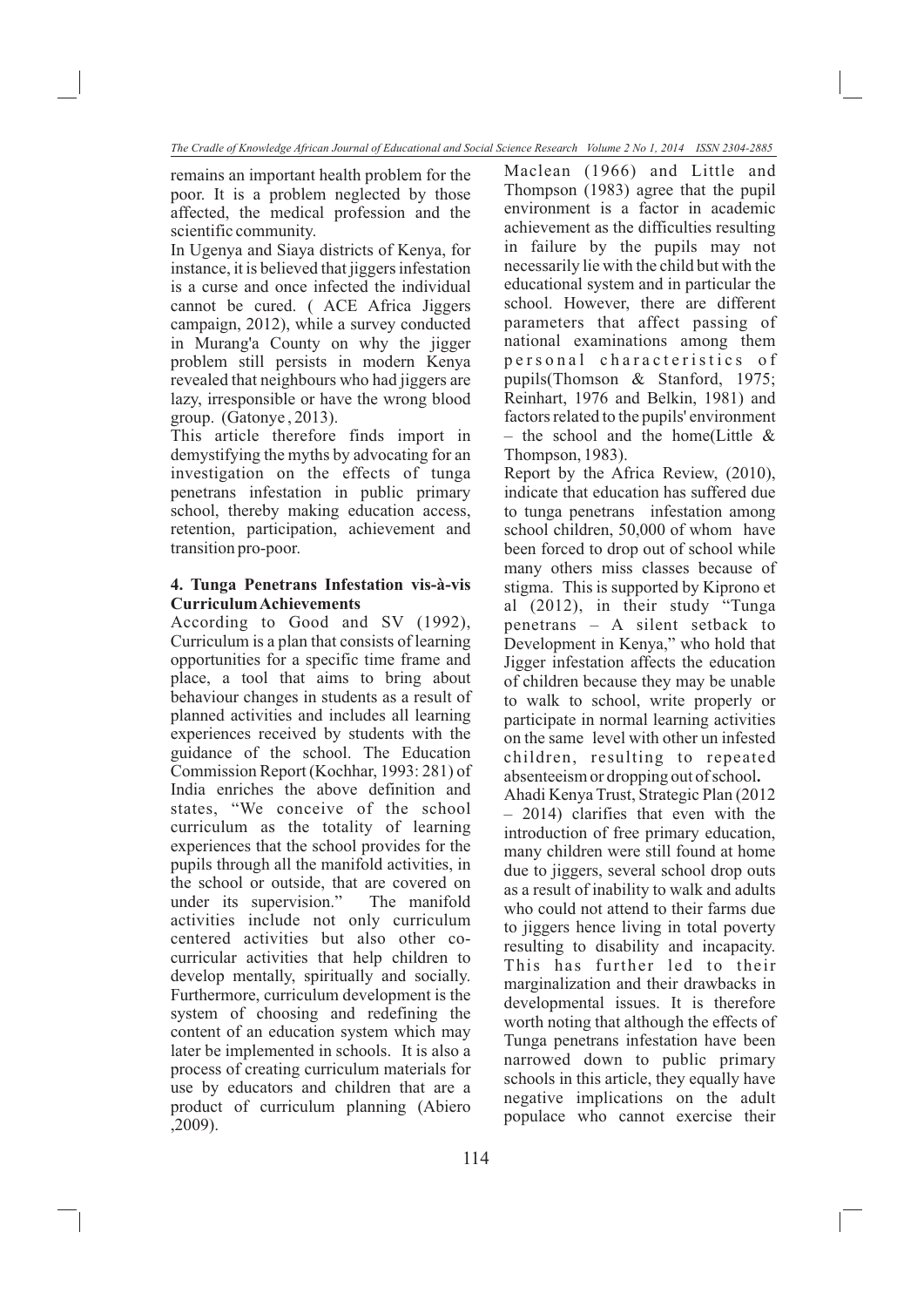remains an important health problem for the poor. It is a problem neglected by those affected, the medical profession and the scientific community.

In Ugenya and Siaya districts of Kenya, for instance, it is believed that jiggers infestation is a curse and once infected the individual cannot be cured. ( ACE Africa Jiggers campaign, 2012), while a survey conducted in Murang'a County on why the jigger problem still persists in modern Kenya revealed that neighbours who had jiggers are lazy, irresponsible or have the wrong blood group. (Gatonye , 2013).

This article therefore finds import in demystifying the myths by advocating for an investigation on the effects of tunga penetrans infestation in public primary school, thereby making education access, retention, participation, achievement and transition pro-poor.

## 4. Tunga Penetrans Infestation vis-à-vis Curriculum Achievements

According to Good and SV (1992), Curriculum is a plan that consists of learning opportunities for a specific time frame and place, a tool that aims to bring about behaviour changes in students as a result of planned activities and includes all learning experiences received by students with the guidance of the school. The Education Commission Report (Kochhar, 1993: 281) of India enriches the above definition and states, "We conceive of the school curriculum as the totality of learning experiences that the school provides for the pupils through all the manifold activities, in the school or outside, that are covered on under its supervision." The manifold activities include not only curriculum centered activities but also other co-curricular activities that help children to develop mentally, spiritually and socially. Furthermore, curriculum development is the system of choosing and redefining the content of an education system which may later be implemented in schools. It is also a process of creating curriculum materials for use by educators and children that are a product of curriculum planning (Abiero ,2009).

Maclean (1966) and Little and Thompson (1983) agree that the pupil environment is a factor in academic achievement as the difficulties resulting in failure by the pupils may not necessarily lie with the child but with the educational system and in particular the school. However, there are different parameters that affect passing of national examinations among them personal characteristics of pupils(Thomson & Stanford, 1975; Reinhart, 1976 and Belkin, 1981) and factors related to the pupils' environment – the school and the home(Little & Thompson, 1983).

Report by the Africa Review, (2010), indicate that education has suffered due to tunga penetrans infestation among school children, 50,000 of whom have been forced to drop out of school while many others miss classes because of stigma. This is supported by Kiprono et al (2012), in their study "Tunga penetrans – A silent setback to Development in Kenya," who hold that Jigger infestation affects the education of children because they may be unable to walk to school, write properly or participate in normal learning activities on the same level with other un infested children, resulting to repeated absenteeism or dropping out of school**.**

Ahadi Kenya Trust, Strategic Plan (2012 – 2014) clarifies that even with the introduction of free primary education, many children were still found at home due to jiggers, several school drop outs as a result of inability to walk and adults who could not attend to their farms due to jiggers hence living in total poverty resulting to disability and incapacity. This has further led to their marginalization and their drawbacks in developmental issues. It is therefore worth noting that although the effects of Tunga penetrans infestation have been narrowed down to public primary schools in this article, they equally have negative implications on the adult populace who cannot exercise their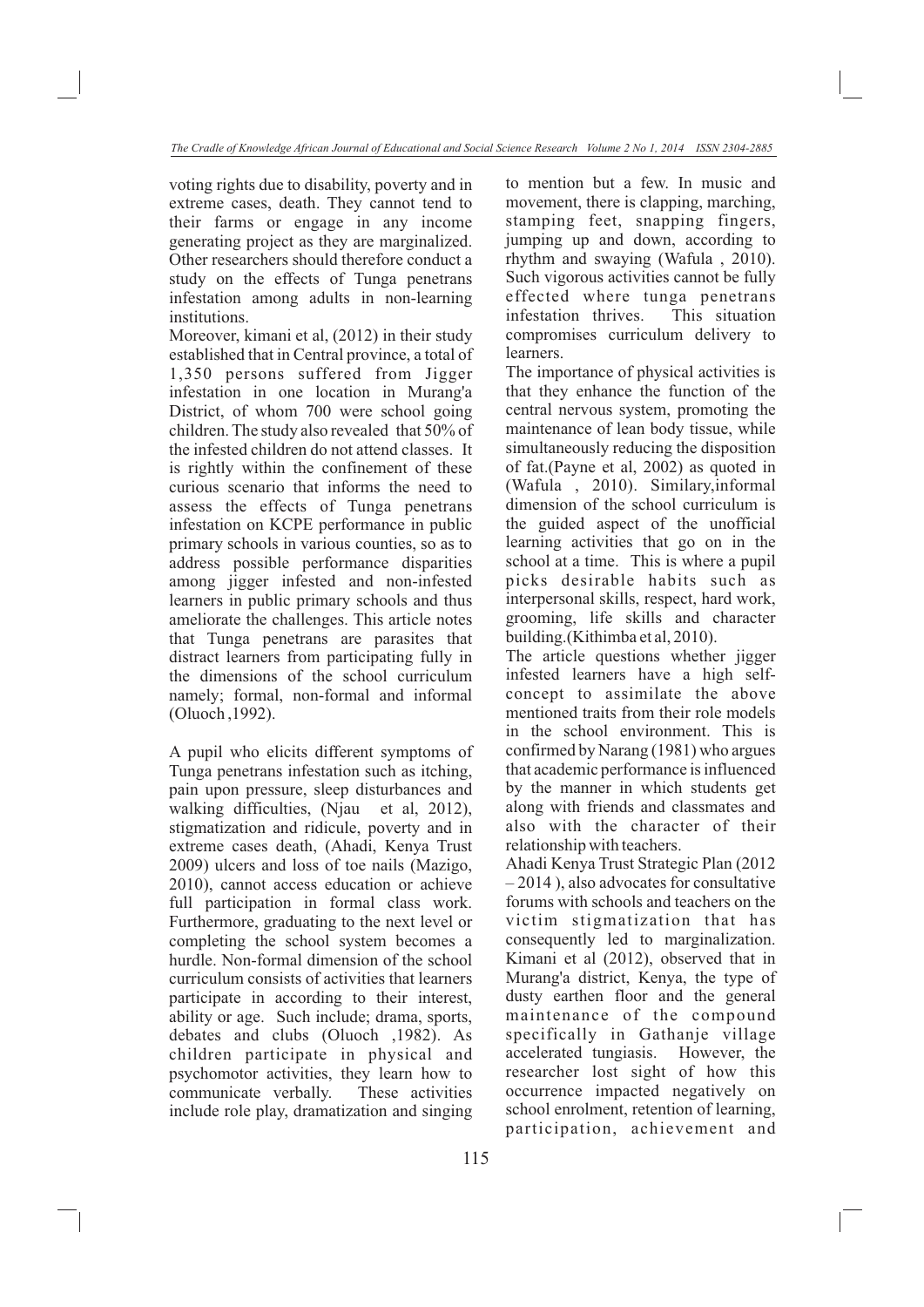voting rights due to disability, poverty and in extreme cases, death. They cannot tend to their farms or engage in any income generating project as they are marginalized. Other researchers should therefore conduct a study on the effects of Tunga penetrans infestation among adults in non-learning institutions.

Moreover, kimani et al, (2012) in their study established that in Central province, a total of 1,350 persons suffered from Jigger infestation in one location in Murang'a District, of whom 700 were school going children. The study also revealed that 50% of the infested children do not attend classes. It is rightly within the confinement of these curious scenario that informs the need to assess the effects of Tunga penetrans infestation on KCPE performance in public primary schools in various counties, so as to address possible performance disparities among jigger infested and non-infested learners in public primary schools and thus ameliorate the challenges. This article notes that Tunga penetrans are parasites that distract learners from participating fully in the dimensions of the school curriculum namely; formal, non-formal and informal (Oluoch ,1992).

A pupil who elicits different symptoms of Tunga penetrans infestation such as itching, pain upon pressure, sleep disturbances and walking difficulties, (Njau et al, 2012), stigmatization and ridicule, poverty and in extreme cases death, (Ahadi, Kenya Trust 2009) ulcers and loss of toe nails (Mazigo, 2010), cannot access education or achieve full participation in formal class work. Furthermore, graduating to the next level or completing the school system becomes a hurdle. Non-formal dimension of the school curriculum consists of activities that learners participate in according to their interest, ability or age. Such include; drama, sports, debates and clubs (Oluoch ,1982). As children participate in physical and psychomotor activities, they learn how to communicate verbally. These activities include role play, dramatization and singing to mention but a few. In music and movement, there is clapping, marching, stamping feet, snapping fingers, jumping up and down, according to rhythm and swaying (Wafula , 2010). Such vigorous activities cannot be fully effected where tunga penetrans infestation thrives. This situation compromises curriculum delivery to learners.

The importance of physical activities is that they enhance the function of the central nervous system, promoting the maintenance of lean body tissue, while simultaneously reducing the disposition of fat.(Payne et al, 2002) as quoted in (Wafula , 2010). Similary,informal dimension of the school curriculum is the guided aspect of the unofficial learning activities that go on in the school at a time. This is where a pupil picks desirable habits such as interpersonal skills, respect, hard work, grooming, life skills and character building.(Kithimba et al, 2010).

The article questions whether jigger infested learners have a high self-concept to assimilate the above mentioned traits from their role models in the school environment. This is confirmed by Narang (1981) who argues that academic performance is influenced by the manner in which students get along with friends and classmates and also with the character of their relationship with teachers.

Ahadi Kenya Trust Strategic Plan (2012 – 2014 ), also advocates for consultative forums with schools and teachers on the victim stigmatization that has consequently led to marginalization. Kimani et al (2012), observed that in Murang'a district, Kenya, the type of dusty earthen floor and the general maintenance of the compound specifically in Gathanje village accelerated tungiasis. However, the researcher lost sight of how this occurrence impacted negatively on school enrolment, retention of learning, participation, achievement and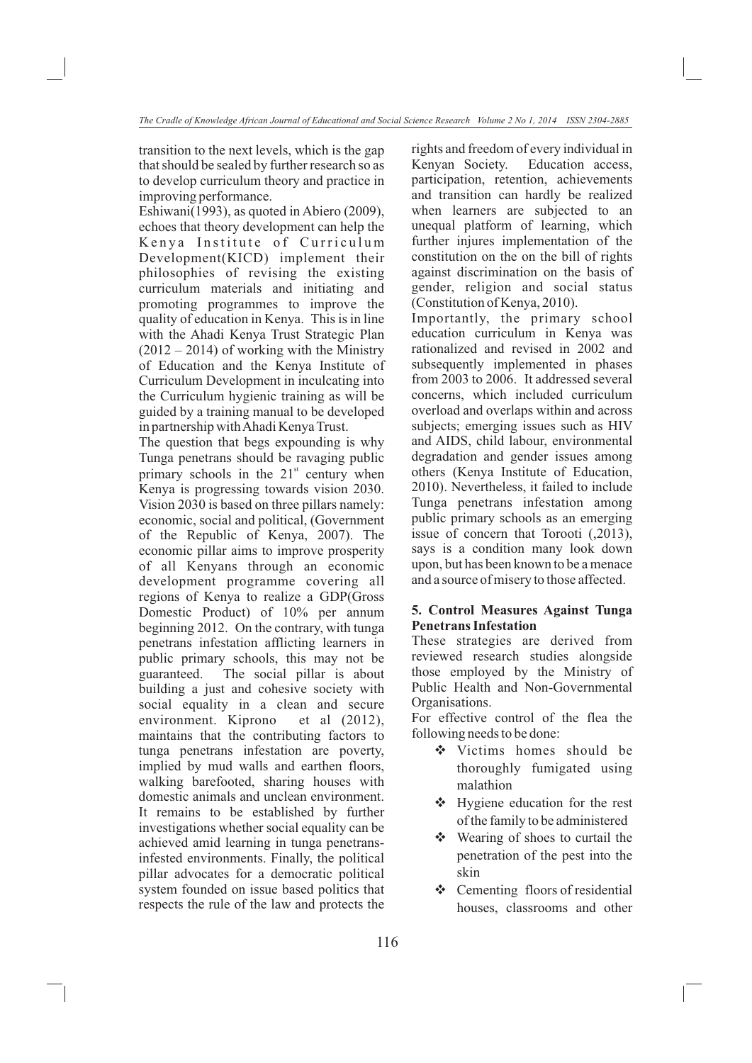transition to the next levels, which is the gap that should be sealed by further research so as to develop curriculum theory and practice in improving performance.

Eshiwani(1993), as quoted in Abiero (2009), echoes that theory development can help the Kenya Institute of Curriculum Development(KICD) implement their philosophies of revising the existing curriculum materials and initiating and promoting programmes to improve the quality of education in Kenya. This is in line with the Ahadi Kenya Trust Strategic Plan (2012 – 2014) of working with the Ministry of Education and the Kenya Institute of Curriculum Development in inculcating into the Curriculum hygienic training as will be guided by a training manual to be developed in partnership with Ahadi Kenya Trust.

The question that begs expounding is why Tunga penetrans should be ravaging public primary schools in the 21st century when Kenya is progressing towards vision 2030. Vision 2030 is based on three pillars namely: economic, social and political, (Government of the Republic of Kenya, 2007). The economic pillar aims to improve prosperity of all Kenyans through an economic development programme covering all regions of Kenya to realize a GDP(Gross Domestic Product) of 10% per annum beginning 2012. On the contrary, with tunga penetrans infestation afflicting learners in public primary schools, this may not be guaranteed. The social pillar is about building a just and cohesive society with social equality in a clean and secure environment. Kiprono et al (2012), maintains that the contributing factors to tunga penetrans infestation are poverty, implied by mud walls and earthen floors, walking barefooted, sharing houses with domestic animals and unclean environment. It remains to be established by further investigations whether social equality can be achieved amid learning in tunga penetrans-infested environments. Finally, the political pillar advocates for a democratic political system founded on issue based politics that respects the rule of the law and protects the rights and freedom of every individual in Kenyan Society. Education access, participation, retention, achievements and transition can hardly be realized when learners are subjected to an unequal platform of learning, which further injures implementation of the constitution on the on the bill of rights against discrimination on the basis of gender, religion and social status (Constitution of Kenya, 2010).

Importantly, the primary school education curriculum in Kenya was rationalized and revised in 2002 and subsequently implemented in phases from 2003 to 2006. It addressed several concerns, which included curriculum overload and overlaps within and across subjects; emerging issues such as HIV and AIDS, child labour, environmental degradation and gender issues among others (Kenya Institute of Education, 2010). Nevertheless, it failed to include Tunga penetrans infestation among public primary schools as an emerging issue of concern that Torooti (,2013), says is a condition many look down upon, but has been known to be a menace and a source of misery to those affected.

## 5. Control Measures Against Tunga Penetrans Infestation

These strategies are derived from reviewed research studies alongside those employed by the Ministry of Public Health and Non-Governmental Organisations.

For effective control of the flea the following needs to be done:

- Victims homes should be thoroughly fumigated using malathion
- Hygiene education for the rest of the family to be administered
- Wearing of shoes to curtail the penetration of the pest into the skin
- Cementing floors of residential houses, classrooms and other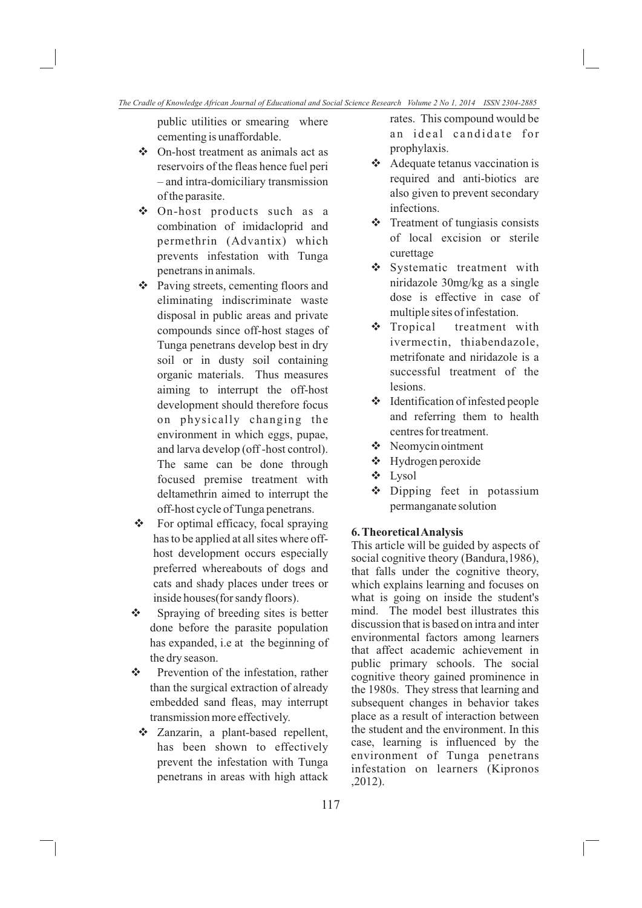public utilities or smearing where cementing is unaffordable.

- On-host treatment as animals act as reservoirs of the fleas hence fuel peri – and intra-domiciliary transmission of the parasite.
- On-host products such as a combination of imidacloprid and permethrin (Advantix) which prevents infestation with Tunga penetrans in animals.
- Paving streets, cementing floors and eliminating indiscriminate waste disposal in public areas and private compounds since off-host stages of Tunga penetrans develop best in dry soil or in dusty soil containing organic materials. Thus measures aiming to interrupt the off-host development should therefore focus on physically changing the environment in which eggs, pupae, and larva develop (off -host control). The same can be done through focused premise treatment with deltamethrin aimed to interrupt the off-host cycle of Tunga penetrans.
- For optimal efficacy, focal spraying has to be applied at all sites where off-host development occurs especially preferred whereabouts of dogs and cats and shady places under trees or inside houses(for sandy floors).
- Spraying of breeding sites is better done before the parasite population has expanded, i.e at the beginning of the dry season.
- Prevention of the infestation, rather than the surgical extraction of already embedded sand fleas, may interrupt transmission more effectively.
- Zanzarin, a plant-based repellent, has been shown to effectively prevent the infestation with Tunga penetrans in areas with high attack rates. This compound would be an ideal candidate for prophylaxis.
- Adequate tetanus vaccination is required and anti-biotics are also given to prevent secondary infections.
- Treatment of tungiasis consists of local excision or sterile curettage
- Systematic treatment with niridazole 30mg/kg as a single dose is effective in case of multiple sites of infestation.
- Tropical treatment with ivermectin, thiabendazole, metrifonate and niridazole is a successful treatment of the lesions.
- Identification of infested people and referring them to health centres for treatment.
- Neomycin ointment
- Hydrogen peroxide
- Lysol
- Dipping feet in potassium permanganate solution

## 6. Theoretical Analysis

This article will be guided by aspects of social cognitive theory (Bandura,1986), that falls under the cognitive theory, which explains learning and focuses on what is going on inside the student's mind. The model best illustrates this discussion that is based on intra and inter environmental factors among learners that affect academic achievement in public primary schools. The social cognitive theory gained prominence in the 1980s. They stress that learning and subsequent changes in behavior takes place as a result of interaction between the student and the environment. In this case, learning is influenced by the environment of Tunga penetrans infestation on learners (Kipronos ,2012).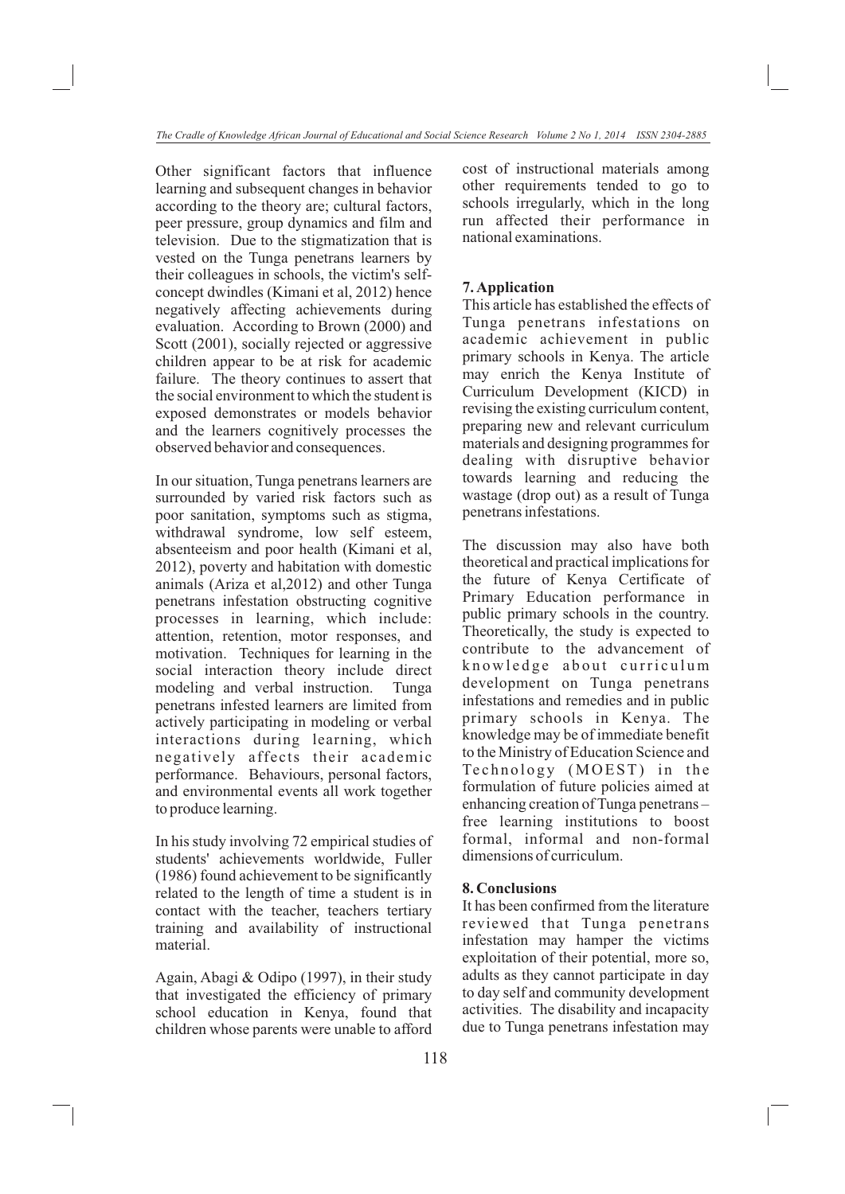Other significant factors that influence learning and subsequent changes in behavior according to the theory are; cultural factors, peer pressure, group dynamics and film and television. Due to the stigmatization that is vested on the Tunga penetrans learners by their colleagues in schools, the victim's self-concept dwindles (Kimani et al, 2012) hence negatively affecting achievements during evaluation. According to Brown (2000) and Scott (2001), socially rejected or aggressive children appear to be at risk for academic failure. The theory continues to assert that the social environment to which the student is exposed demonstrates or models behavior and the learners cognitively processes the observed behavior and consequences.

In our situation, Tunga penetrans learners are surrounded by varied risk factors such as poor sanitation, symptoms such as stigma, withdrawal syndrome, low self esteem, absenteeism and poor health (Kimani et al, 2012), poverty and habitation with domestic animals (Ariza et al,2012) and other Tunga penetrans infestation obstructing cognitive processes in learning, which include: attention, retention, motor responses, and motivation. Techniques for learning in the social interaction theory include direct modeling and verbal instruction. Tunga penetrans infested learners are limited from actively participating in modeling or verbal interactions during learning, which negatively affects their academic performance. Behaviours, personal factors, and environmental events all work together to produce learning.

In his study involving 72 empirical studies of students' achievements worldwide, Fuller (1986) found achievement to be significantly related to the length of time a student is in contact with the teacher, teachers tertiary training and availability of instructional material.

Again, Abagi & Odipo (1997), in their study that investigated the efficiency of primary school education in Kenya, found that children whose parents were unable to afford cost of instructional materials among other requirements tended to go to schools irregularly, which in the long run affected their performance in national examinations.

## 7. Application

This article has established the effects of Tunga penetrans infestations on academic achievement in public primary schools in Kenya. The article may enrich the Kenya Institute of Curriculum Development (KICD) in revising the existing curriculum content, preparing new and relevant curriculum materials and designing programmes for dealing with disruptive behavior towards learning and reducing the wastage (drop out) as a result of Tunga penetrans infestations.

The discussion may also have both theoretical and practical implications for the future of Kenya Certificate of Primary Education performance in public primary schools in the country. Theoretically, the study is expected to contribute to the advancement of knowledge about curriculum development on Tunga penetrans infestations and remedies and in public primary schools in Kenya. The knowledge may be of immediate benefit to the Ministry of Education Science and Technology (MOEST) in the formulation of future policies aimed at enhancing creation of Tunga penetrans – free learning institutions to boost formal, informal and non-formal dimensions of curriculum.

## 8. Conclusions

It has been confirmed from the literature reviewed that Tunga penetrans infestation may hamper the victims exploitation of their potential, more so, adults as they cannot participate in day to day self and community development activities. The disability and incapacity due to Tunga penetrans infestation may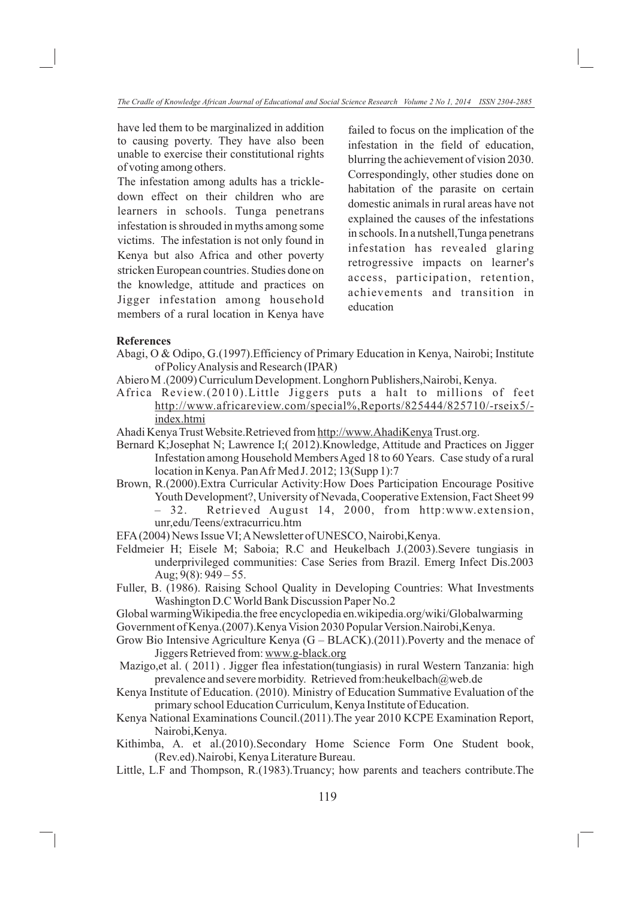have led them to be marginalized in addition to causing poverty. They have also been unable to exercise their constitutional rights of voting among others.

The infestation among adults has a trickle-down effect on their children who are learners in schools. Tunga penetrans infestation is shrouded in myths among some victims. The infestation is not only found in Kenya but also Africa and other poverty stricken European countries. Studies done on the knowledge, attitude and practices on Jigger infestation among household members of a rural location in Kenya have failed to focus on the implication of the infestation in the field of education, blurring the achievement of vision 2030. Correspondingly, other studies done on habitation of the parasite on certain domestic animals in rural areas have not explained the causes of the infestations in schools. In a nutshell,Tunga penetrans infestation has revealed glaring retrogressive impacts on learner's access, participation, retention, achievements and transition in education

**References**

Abagi, O & Odipo, G.(1997).Efficiency of Primary Education in Kenya, Nairobi; Institute of Policy Analysis and Research (IPAR)

Abiero M .(2009) Curriculum Development. Longhorn Publishers,Nairobi, Kenya.

Africa Review.(2010).Little Jiggers puts a halt to millions of feet http://www.africareview.com/special%,Reports/825444/825710/-rseix5/-index.htmi

Ahadi Kenya Trust Website.Retrieved from http://www.AhadiKenya Trust.org.

Bernard K;Josephat N; Lawrence I;( 2012).Knowledge, Attitude and Practices on Jigger Infestation among Household Members Aged 18 to 60 Years. Case study of a rural location in Kenya. Pan Afr Med J. 2012; 13(Supp 1):7

Brown, R.(2000).Extra Curricular Activity:How Does Participation Encourage Positive Youth Development?, University of Nevada, Cooperative Extension, Fact Sheet 99 – 32. Retrieved August 14, 2000, from http:www.extension, unr,edu/Teens/extracurricu.htm

EFA (2004) News Issue VI; A Newsletter of UNESCO, Nairobi,Kenya.

Feldmeier H; Eisele M; Saboia; R.C and Heukelbach J.(2003).Severe tungiasis in underprivileged communities: Case Series from Brazil. Emerg Infect Dis.2003 Aug; 9(8): 949 – 55.

Fuller, B. (1986). Raising School Quality in Developing Countries: What Investments Washington D.C World Bank Discussion Paper No.2

Global warmingWikipedia.the free encyclopedia en.wikipedia.org/wiki/Globalwarming

Government of Kenya.(2007).Kenya Vision 2030 Popular Version.Nairobi,Kenya.

Grow Bio Intensive Agriculture Kenya (G – BLACK).(2011).Poverty and the menace of Jiggers Retrieved from: www.g-black.org

Mazigo,et al. ( 2011) . Jigger flea infestation(tungiasis) in rural Western Tanzania: high prevalence and severe morbidity. Retrieved from:heukelbach@web.de

Kenya Institute of Education. (2010). Ministry of Education Summative Evaluation of the primary school Education Curriculum, Kenya Institute of Education.

Kenya National Examinations Council.(2011).The year 2010 KCPE Examination Report, Nairobi,Kenya.

Kithimba, A. et al.(2010).Secondary Home Science Form One Student book, (Rev.ed).Nairobi, Kenya Literature Bureau.

Little, L.F and Thompson, R.(1983).Truancy; how parents and teachers contribute.The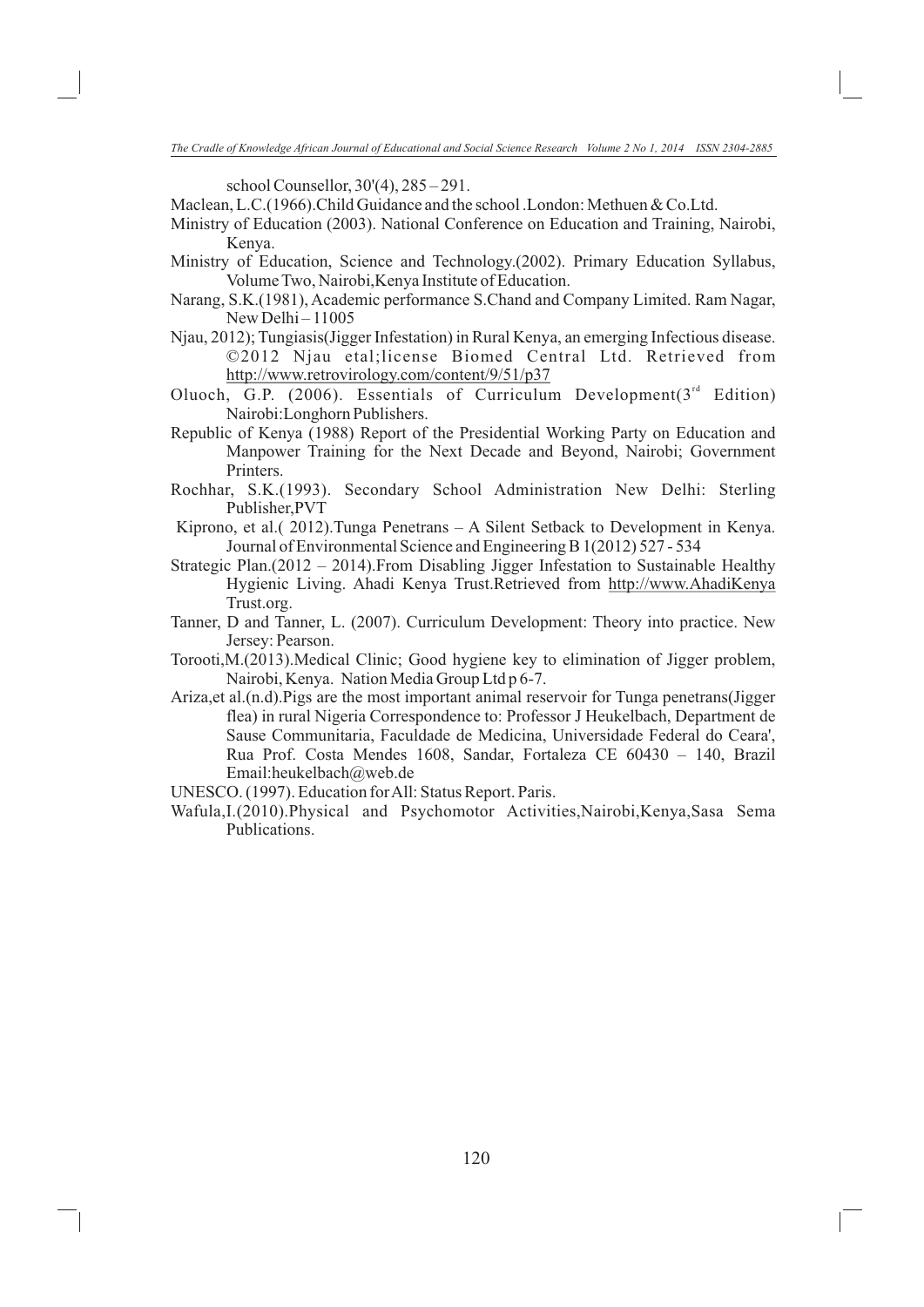school Counsellor, 30'(4), 285 – 291.

Maclean, L.C.(1966).Child Guidance and the school .London: Methuen & Co.Ltd.

Ministry of Education (2003). National Conference on Education and Training, Nairobi, Kenya.

Ministry of Education, Science and Technology.(2002). Primary Education Syllabus, Volume Two, Nairobi,Kenya Institute of Education.

Narang, S.K.(1981), Academic performance S.Chand and Company Limited. Ram Nagar, New Delhi – 11005

Njau, 2012); Tungiasis(Jigger Infestation) in Rural Kenya, an emerging Infectious disease. ©2012 Njau etal;license Biomed Central Ltd. Retrieved from http://www.retrovirology.com/content/9/51/p37

Oluoch, G.P. (2006). Essentials of Curriculum Development(3rd Edition) Nairobi:Longhorn Publishers.

Republic of Kenya (1988) Report of the Presidential Working Party on Education and Manpower Training for the Next Decade and Beyond, Nairobi; Government Printers.

Rochhar, S.K.(1993). Secondary School Administration New Delhi: Sterling Publisher,PVT

Kiprono, et al.( 2012).Tunga Penetrans – A Silent Setback to Development in Kenya. Journal of Environmental Science and Engineering B 1(2012) 527 - 534

Strategic Plan.(2012 – 2014).From Disabling Jigger Infestation to Sustainable Healthy Hygienic Living. Ahadi Kenya Trust.Retrieved from http://www.AhadiKenya Trust.org.

Tanner, D and Tanner, L. (2007). Curriculum Development: Theory into practice. New Jersey: Pearson.

Torooti,M.(2013).Medical Clinic; Good hygiene key to elimination of Jigger problem, Nairobi, Kenya. Nation Media Group Ltd p 6-7.

Ariza,et al.(n.d).Pigs are the most important animal reservoir for Tunga penetrans(Jigger flea) in rural Nigeria Correspondence to: Professor J Heukelbach, Department de Sause Communitaria, Faculdade de Medicina, Universidade Federal do Ceara', Rua Prof. Costa Mendes 1608, Sandar, Fortaleza CE 60430 – 140, Brazil Email:heukelbach@web.de

UNESCO. (1997). Education for All: Status Report. Paris.

Wafula,I.(2010).Physical and Psychomotor Activities,Nairobi,Kenya,Sasa Sema Publications.